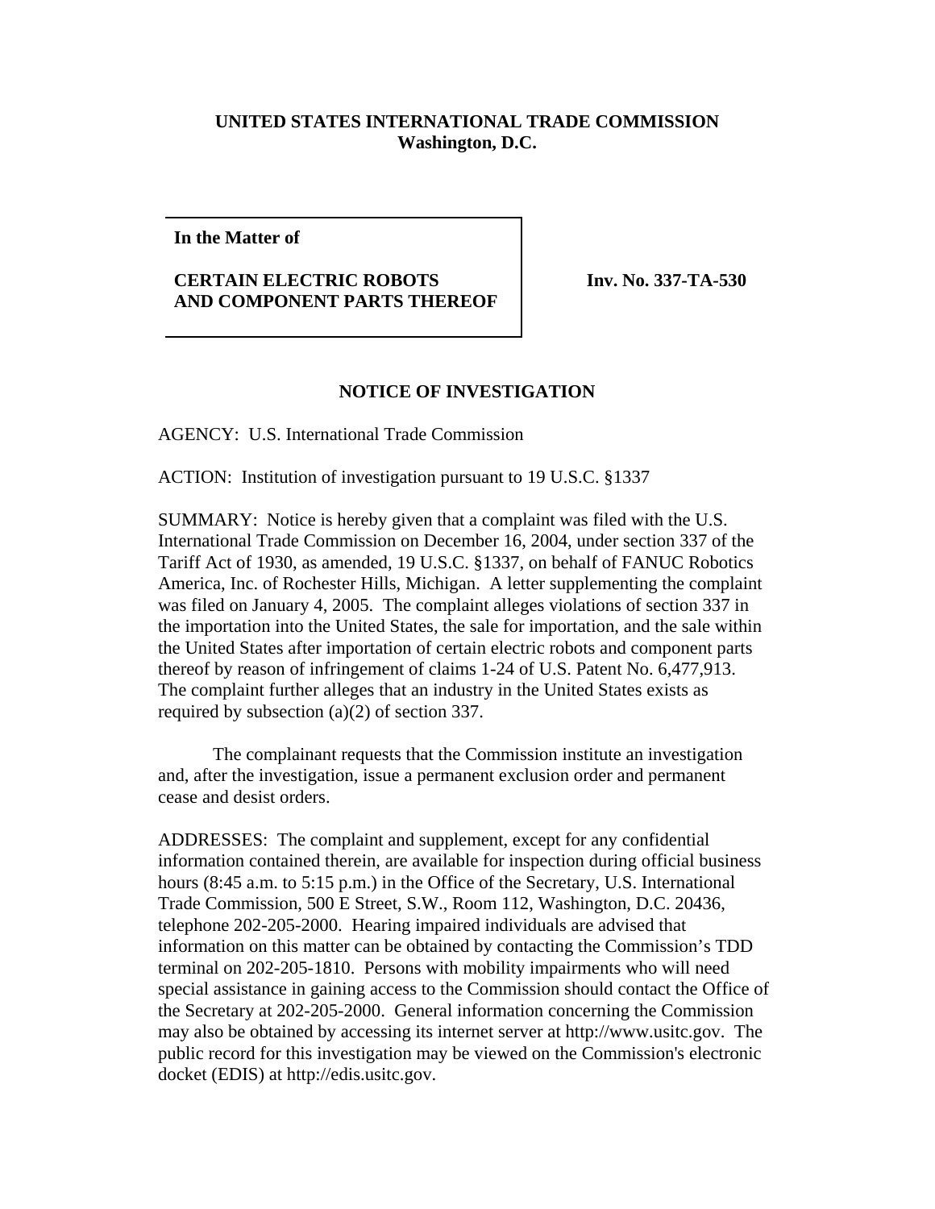**UNITED STATES INTERNATIONAL TRADE COMMISSION**
**Washington, D.C.**

**In the Matter of**

**CERTAIN ELECTRIC ROBOTS AND COMPONENT PARTS THEREOF**

**Inv. No. 337-TA-530**

## NOTICE OF INVESTIGATION

AGENCY: U.S. International Trade Commission

ACTION: Institution of investigation pursuant to 19 U.S.C. §1337

SUMMARY: Notice is hereby given that a complaint was filed with the U.S. International Trade Commission on December 16, 2004, under section 337 of the Tariff Act of 1930, as amended, 19 U.S.C. §1337, on behalf of FANUC Robotics America, Inc. of Rochester Hills, Michigan. A letter supplementing the complaint was filed on January 4, 2005. The complaint alleges violations of section 337 in the importation into the United States, the sale for importation, and the sale within the United States after importation of certain electric robots and component parts thereof by reason of infringement of claims 1-24 of U.S. Patent No. 6,477,913. The complaint further alleges that an industry in the United States exists as required by subsection (a)(2) of section 337.

The complainant requests that the Commission institute an investigation and, after the investigation, issue a permanent exclusion order and permanent cease and desist orders.

ADDRESSES: The complaint and supplement, except for any confidential information contained therein, are available for inspection during official business hours (8:45 a.m. to 5:15 p.m.) in the Office of the Secretary, U.S. International Trade Commission, 500 E Street, S.W., Room 112, Washington, D.C. 20436, telephone 202-205-2000. Hearing impaired individuals are advised that information on this matter can be obtained by contacting the Commission's TDD terminal on 202-205-1810. Persons with mobility impairments who will need special assistance in gaining access to the Commission should contact the Office of the Secretary at 202-205-2000. General information concerning the Commission may also be obtained by accessing its internet server at http://www.usitc.gov. The public record for this investigation may be viewed on the Commission's electronic docket (EDIS) at http://edis.usitc.gov.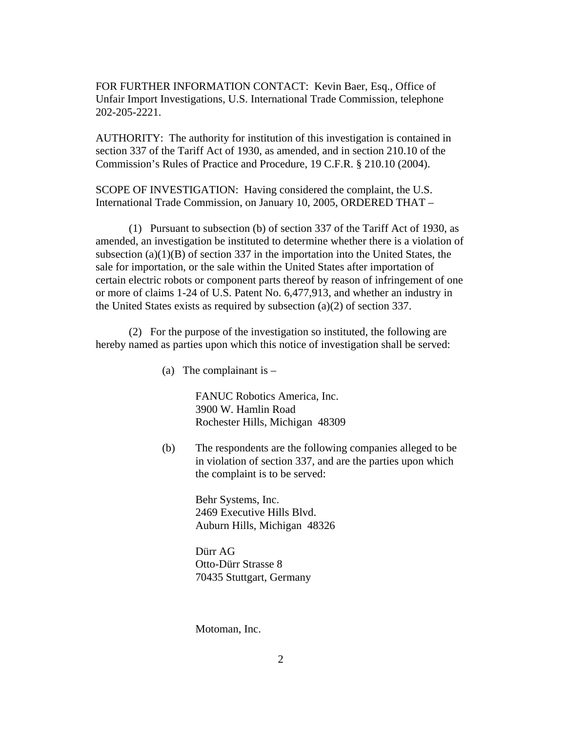FOR FURTHER INFORMATION CONTACT: Kevin Baer, Esq., Office of Unfair Import Investigations, U.S. International Trade Commission, telephone 202-205-2221.

AUTHORITY: The authority for institution of this investigation is contained in section 337 of the Tariff Act of 1930, as amended, and in section 210.10 of the Commission's Rules of Practice and Procedure, 19 C.F.R. § 210.10 (2004).

SCOPE OF INVESTIGATION: Having considered the complaint, the U.S. International Trade Commission, on January 10, 2005, ORDERED THAT –

(1) Pursuant to subsection (b) of section 337 of the Tariff Act of 1930, as amended, an investigation be instituted to determine whether there is a violation of subsection (a)(1)(B) of section 337 in the importation into the United States, the sale for importation, or the sale within the United States after importation of certain electric robots or component parts thereof by reason of infringement of one or more of claims 1-24 of U.S. Patent No. 6,477,913, and whether an industry in the United States exists as required by subsection (a)(2) of section 337.

(2) For the purpose of the investigation so instituted, the following are hereby named as parties upon which this notice of investigation shall be served:

(a) The complainant is –

FANUC Robotics America, Inc.
3900 W. Hamlin Road
Rochester Hills, Michigan 48309

(b) The respondents are the following companies alleged to be in violation of section 337, and are the parties upon which the complaint is to be served:

Behr Systems, Inc.
2469 Executive Hills Blvd.
Auburn Hills, Michigan 48326

Dürr AG
Otto-Dürr Strasse 8
70435 Stuttgart, Germany

Motoman, Inc.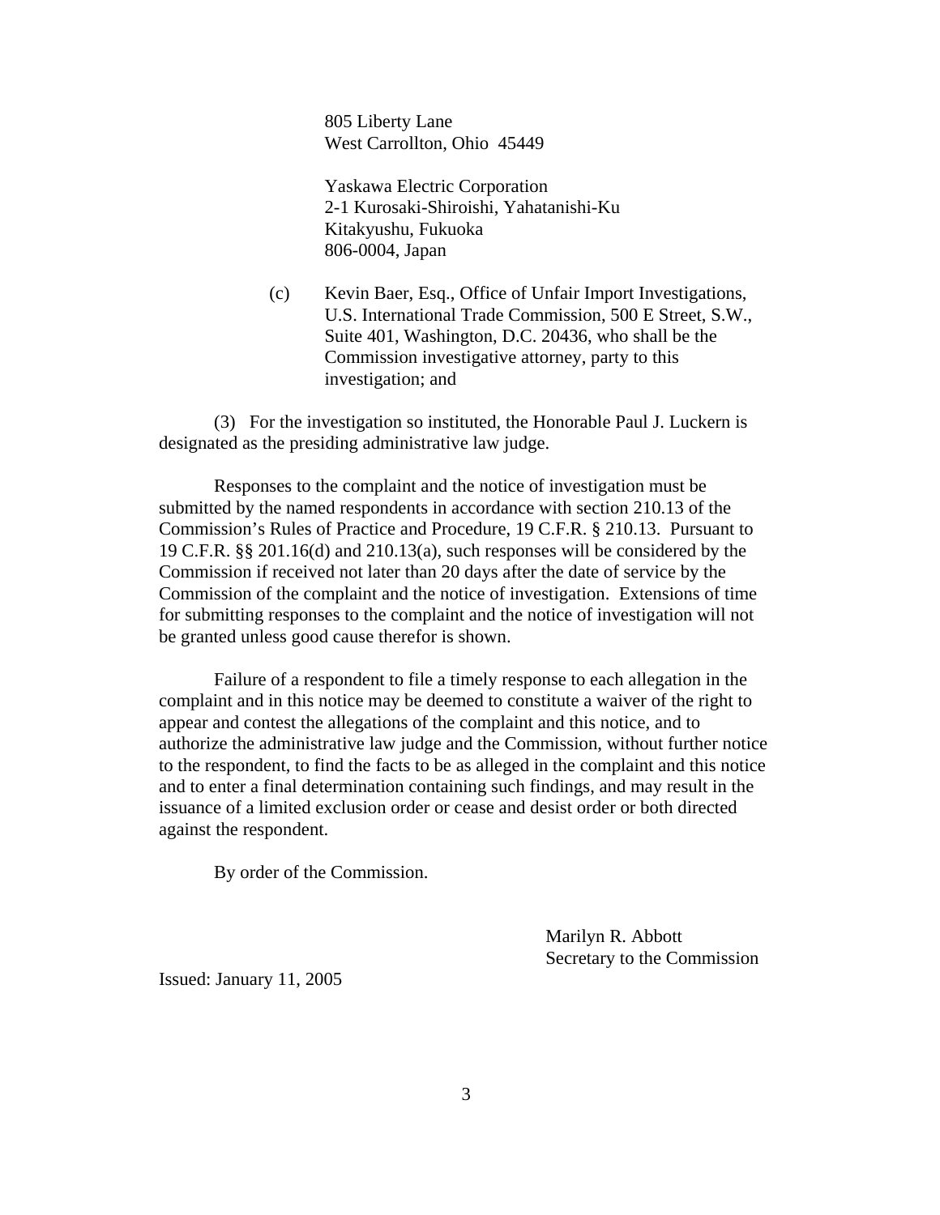805 Liberty Lane
West Carrollton, Ohio 45449

Yaskawa Electric Corporation
2-1 Kurosaki-Shiroishi, Yahatanishi-Ku
Kitakyushu, Fukuoka
806-0004, Japan

(c) Kevin Baer, Esq., Office of Unfair Import Investigations, U.S. International Trade Commission, 500 E Street, S.W., Suite 401, Washington, D.C. 20436, who shall be the Commission investigative attorney, party to this investigation; and

(3) For the investigation so instituted, the Honorable Paul J. Luckern is designated as the presiding administrative law judge.

Responses to the complaint and the notice of investigation must be submitted by the named respondents in accordance with section 210.13 of the Commission's Rules of Practice and Procedure, 19 C.F.R. § 210.13. Pursuant to 19 C.F.R. §§ 201.16(d) and 210.13(a), such responses will be considered by the Commission if received not later than 20 days after the date of service by the Commission of the complaint and the notice of investigation. Extensions of time for submitting responses to the complaint and the notice of investigation will not be granted unless good cause therefor is shown.

Failure of a respondent to file a timely response to each allegation in the complaint and in this notice may be deemed to constitute a waiver of the right to appear and contest the allegations of the complaint and this notice, and to authorize the administrative law judge and the Commission, without further notice to the respondent, to find the facts to be as alleged in the complaint and this notice and to enter a final determination containing such findings, and may result in the issuance of a limited exclusion order or cease and desist order or both directed against the respondent.

By order of the Commission.

Marilyn R. Abbott
Secretary to the Commission

Issued: January 11, 2005